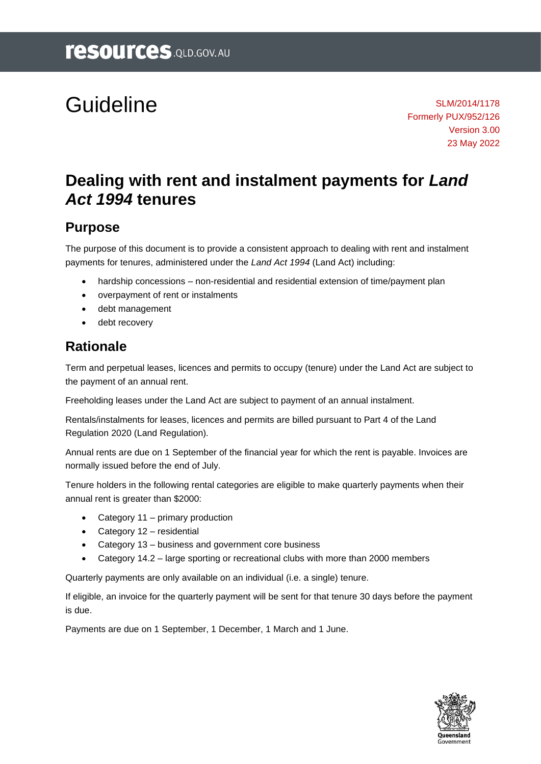# Guideline

SLM/2014/1178
Formerly PUX/952/126
Version 3.00
23 May 2022

# Dealing with rent and instalment payments for *Land Act 1994* tenures

## Purpose

The purpose of this document is to provide a consistent approach to dealing with rent and instalment payments for tenures, administered under the *Land Act 1994* (Land Act) including:

- hardship concessions – non-residential and residential extension of time/payment plan
- overpayment of rent or instalments
- debt management
- debt recovery

## Rationale

Term and perpetual leases, licences and permits to occupy (tenure) under the Land Act are subject to the payment of an annual rent.

Freeholding leases under the Land Act are subject to payment of an annual instalment.

Rentals/instalments for leases, licences and permits are billed pursuant to Part 4 of the Land Regulation 2020 (Land Regulation).

Annual rents are due on 1 September of the financial year for which the rent is payable. Invoices are normally issued before the end of July.

Tenure holders in the following rental categories are eligible to make quarterly payments when their annual rent is greater than $2000:

- Category 11 – primary production
- Category 12 – residential
- Category 13 – business and government core business
- Category 14.2 – large sporting or recreational clubs with more than 2000 members

Quarterly payments are only available on an individual (i.e. a single) tenure.

If eligible, an invoice for the quarterly payment will be sent for that tenure 30 days before the payment is due.

Payments are due on 1 September, 1 December, 1 March and 1 June.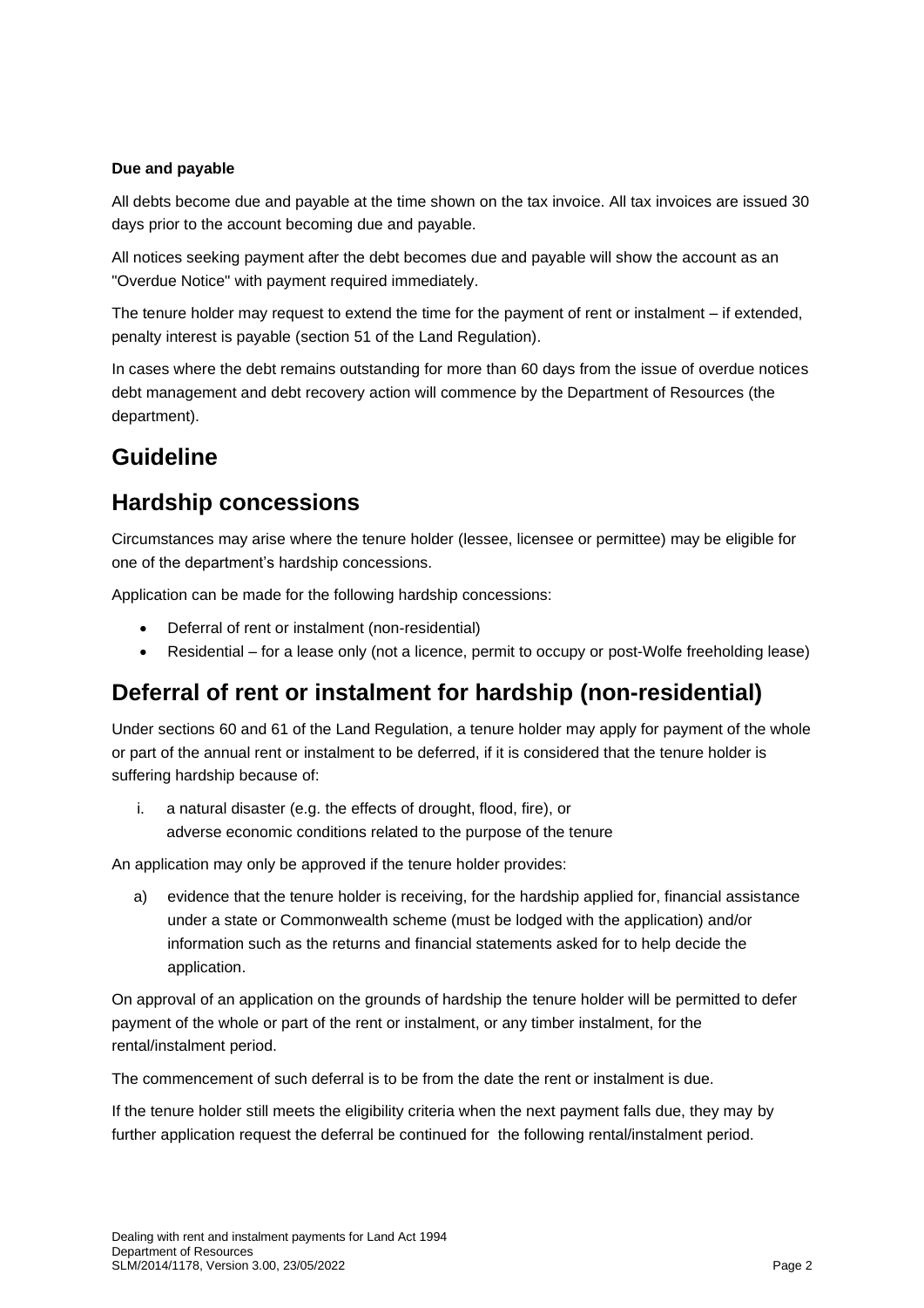**Due and payable**

All debts become due and payable at the time shown on the tax invoice. All tax invoices are issued 30 days prior to the account becoming due and payable.

All notices seeking payment after the debt becomes due and payable will show the account as an "Overdue Notice" with payment required immediately.

The tenure holder may request to extend the time for the payment of rent or instalment – if extended, penalty interest is payable (section 51 of the Land Regulation).

In cases where the debt remains outstanding for more than 60 days from the issue of overdue notices debt management and debt recovery action will commence by the Department of Resources (the department).

# Guideline

# Hardship concessions

Circumstances may arise where the tenure holder (lessee, licensee or permittee) may be eligible for one of the department's hardship concessions.

Application can be made for the following hardship concessions:

- Deferral of rent or instalment (non-residential)
- Residential – for a lease only (not a licence, permit to occupy or post-Wolfe freeholding lease)

# Deferral of rent or instalment for hardship (non-residential)

Under sections 60 and 61 of the Land Regulation, a tenure holder may apply for payment of the whole or part of the annual rent or instalment to be deferred, if it is considered that the tenure holder is suffering hardship because of:

i. a natural disaster (e.g. the effects of drought, flood, fire), or
   adverse economic conditions related to the purpose of the tenure

An application may only be approved if the tenure holder provides:

a) evidence that the tenure holder is receiving, for the hardship applied for, financial assistance under a state or Commonwealth scheme (must be lodged with the application) and/or information such as the returns and financial statements asked for to help decide the application.

On approval of an application on the grounds of hardship the tenure holder will be permitted to defer payment of the whole or part of the rent or instalment, or any timber instalment, for the rental/instalment period.

The commencement of such deferral is to be from the date the rent or instalment is due.

If the tenure holder still meets the eligibility criteria when the next payment falls due, they may by further application request the deferral be continued for the following rental/instalment period.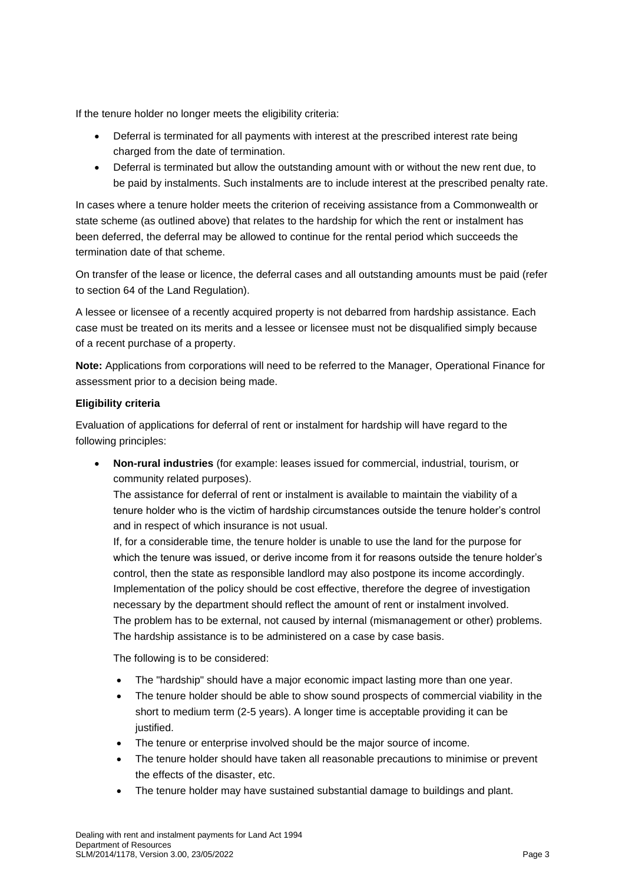If the tenure holder no longer meets the eligibility criteria:

- Deferral is terminated for all payments with interest at the prescribed interest rate being charged from the date of termination.
- Deferral is terminated but allow the outstanding amount with or without the new rent due, to be paid by instalments. Such instalments are to include interest at the prescribed penalty rate.

In cases where a tenure holder meets the criterion of receiving assistance from a Commonwealth or state scheme (as outlined above) that relates to the hardship for which the rent or instalment has been deferred, the deferral may be allowed to continue for the rental period which succeeds the termination date of that scheme.

On transfer of the lease or licence, the deferral cases and all outstanding amounts must be paid (refer to section 64 of the Land Regulation).

A lessee or licensee of a recently acquired property is not debarred from hardship assistance. Each case must be treated on its merits and a lessee or licensee must not be disqualified simply because of a recent purchase of a property.

**Note:** Applications from corporations will need to be referred to the Manager, Operational Finance for assessment prior to a decision being made.

**Eligibility criteria**

Evaluation of applications for deferral of rent or instalment for hardship will have regard to the following principles:

- **Non-rural industries** (for example: leases issued for commercial, industrial, tourism, or community related purposes).
  The assistance for deferral of rent or instalment is available to maintain the viability of a tenure holder who is the victim of hardship circumstances outside the tenure holder's control and in respect of which insurance is not usual.
  If, for a considerable time, the tenure holder is unable to use the land for the purpose for which the tenure was issued, or derive income from it for reasons outside the tenure holder's control, then the state as responsible landlord may also postpone its income accordingly.
  Implementation of the policy should be cost effective, therefore the degree of investigation necessary by the department should reflect the amount of rent or instalment involved.
  The problem has to be external, not caused by internal (mismanagement or other) problems.
  The hardship assistance is to be administered on a case by case basis.

  The following is to be considered:

  - The "hardship" should have a major economic impact lasting more than one year.
  - The tenure holder should be able to show sound prospects of commercial viability in the short to medium term (2-5 years). A longer time is acceptable providing it can be justified.
  - The tenure or enterprise involved should be the major source of income.
  - The tenure holder should have taken all reasonable precautions to minimise or prevent the effects of the disaster, etc.
  - The tenure holder may have sustained substantial damage to buildings and plant.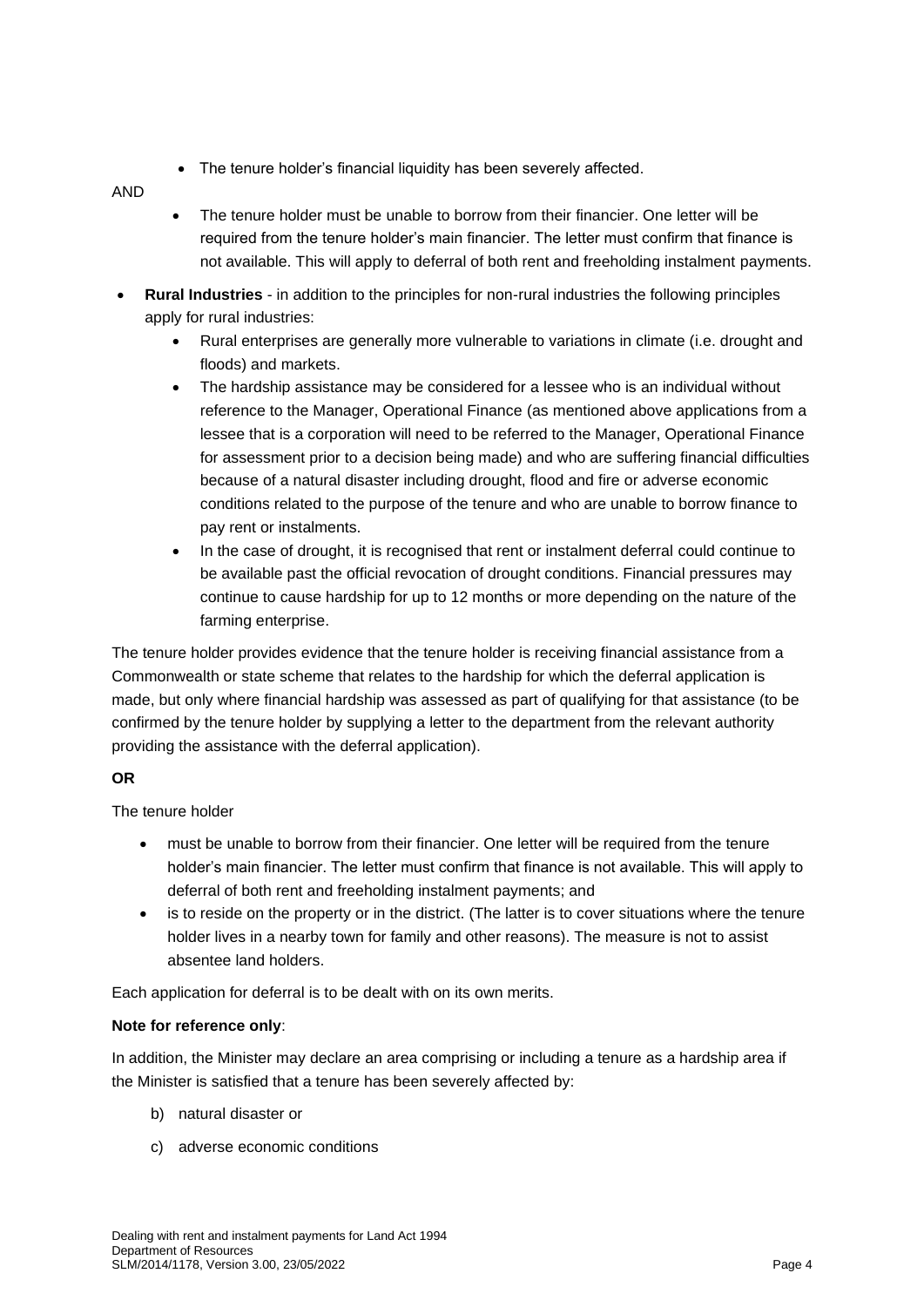- The tenure holder's financial liquidity has been severely affected.

AND

- The tenure holder must be unable to borrow from their financier. One letter will be required from the tenure holder's main financier. The letter must confirm that finance is not available. This will apply to deferral of both rent and freeholding instalment payments.

- **Rural Industries** - in addition to the principles for non-rural industries the following principles apply for rural industries:
  - Rural enterprises are generally more vulnerable to variations in climate (i.e. drought and floods) and markets.
  - The hardship assistance may be considered for a lessee who is an individual without reference to the Manager, Operational Finance (as mentioned above applications from a lessee that is a corporation will need to be referred to the Manager, Operational Finance for assessment prior to a decision being made) and who are suffering financial difficulties because of a natural disaster including drought, flood and fire or adverse economic conditions related to the purpose of the tenure and who are unable to borrow finance to pay rent or instalments.
  - In the case of drought, it is recognised that rent or instalment deferral could continue to be available past the official revocation of drought conditions. Financial pressures may continue to cause hardship for up to 12 months or more depending on the nature of the farming enterprise.

The tenure holder provides evidence that the tenure holder is receiving financial assistance from a Commonwealth or state scheme that relates to the hardship for which the deferral application is made, but only where financial hardship was assessed as part of qualifying for that assistance (to be confirmed by the tenure holder by supplying a letter to the department from the relevant authority providing the assistance with the deferral application).

**OR**

The tenure holder

- must be unable to borrow from their financier. One letter will be required from the tenure holder's main financier. The letter must confirm that finance is not available. This will apply to deferral of both rent and freeholding instalment payments; and
- is to reside on the property or in the district. (The latter is to cover situations where the tenure holder lives in a nearby town for family and other reasons). The measure is not to assist absentee land holders.

Each application for deferral is to be dealt with on its own merits.

**Note for reference only**:

In addition, the Minister may declare an area comprising or including a tenure as a hardship area if the Minister is satisfied that a tenure has been severely affected by:

b) natural disaster or

c) adverse economic conditions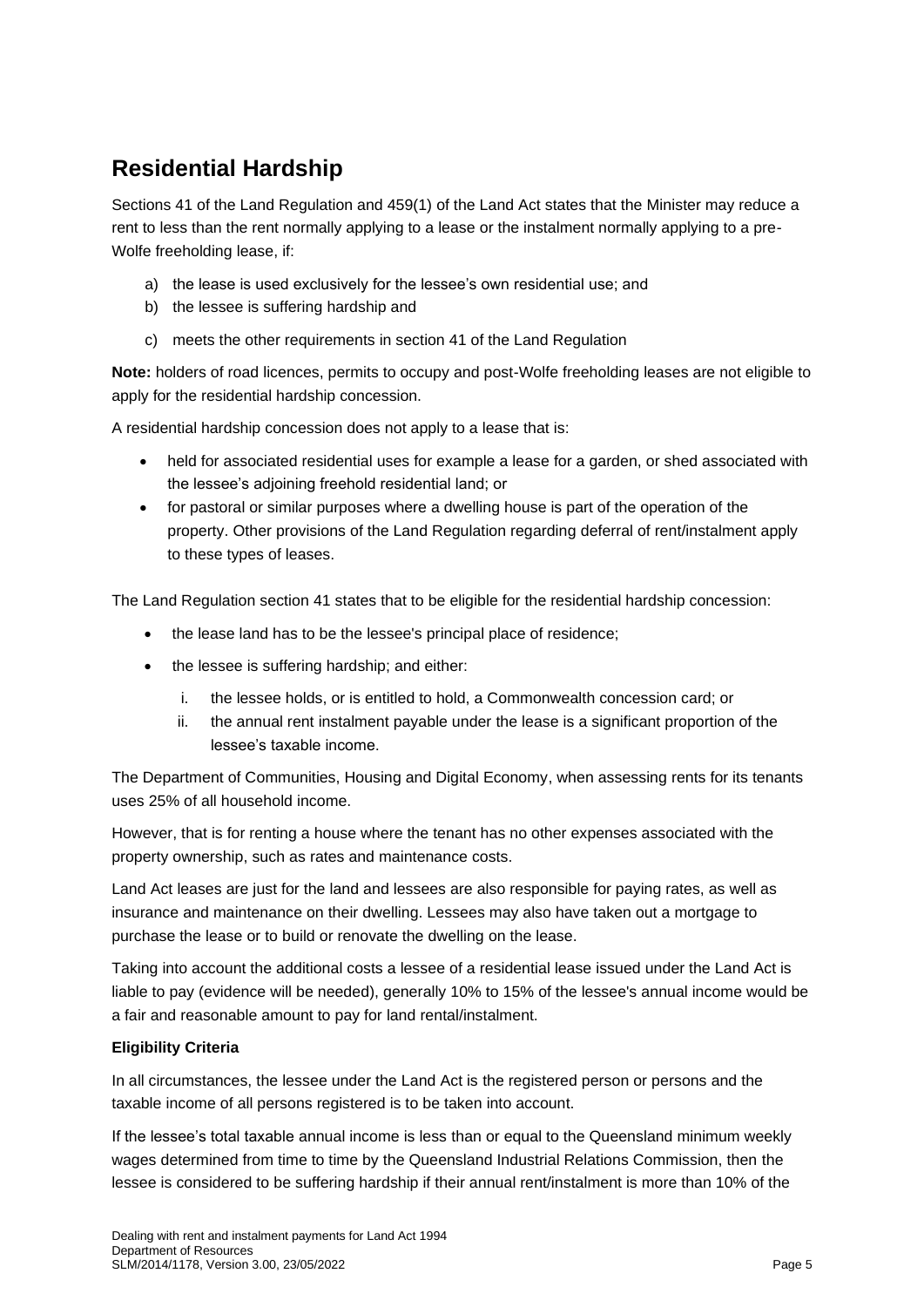## Residential Hardship

Sections 41 of the Land Regulation and 459(1) of the Land Act states that the Minister may reduce a rent to less than the rent normally applying to a lease or the instalment normally applying to a pre-Wolfe freeholding lease, if:

a) the lease is used exclusively for the lessee's own residential use; and
b) the lessee is suffering hardship and
c) meets the other requirements in section 41 of the Land Regulation

**Note:** holders of road licences, permits to occupy and post-Wolfe freeholding leases are not eligible to apply for the residential hardship concession.

A residential hardship concession does not apply to a lease that is:

- held for associated residential uses for example a lease for a garden, or shed associated with the lessee's adjoining freehold residential land; or
- for pastoral or similar purposes where a dwelling house is part of the operation of the property. Other provisions of the Land Regulation regarding deferral of rent/instalment apply to these types of leases.

The Land Regulation section 41 states that to be eligible for the residential hardship concession:

- the lease land has to be the lessee's principal place of residence;
- the lessee is suffering hardship; and either:
    i. the lessee holds, or is entitled to hold, a Commonwealth concession card; or
    ii. the annual rent instalment payable under the lease is a significant proportion of the lessee's taxable income.

The Department of Communities, Housing and Digital Economy, when assessing rents for its tenants uses 25% of all household income.

However, that is for renting a house where the tenant has no other expenses associated with the property ownership, such as rates and maintenance costs.

Land Act leases are just for the land and lessees are also responsible for paying rates, as well as insurance and maintenance on their dwelling. Lessees may also have taken out a mortgage to purchase the lease or to build or renovate the dwelling on the lease.

Taking into account the additional costs a lessee of a residential lease issued under the Land Act is liable to pay (evidence will be needed), generally 10% to 15% of the lessee's annual income would be a fair and reasonable amount to pay for land rental/instalment.

**Eligibility Criteria**

In all circumstances, the lessee under the Land Act is the registered person or persons and the taxable income of all persons registered is to be taken into account.

If the lessee's total taxable annual income is less than or equal to the Queensland minimum weekly wages determined from time to time by the Queensland Industrial Relations Commission, then the lessee is considered to be suffering hardship if their annual rent/instalment is more than 10% of the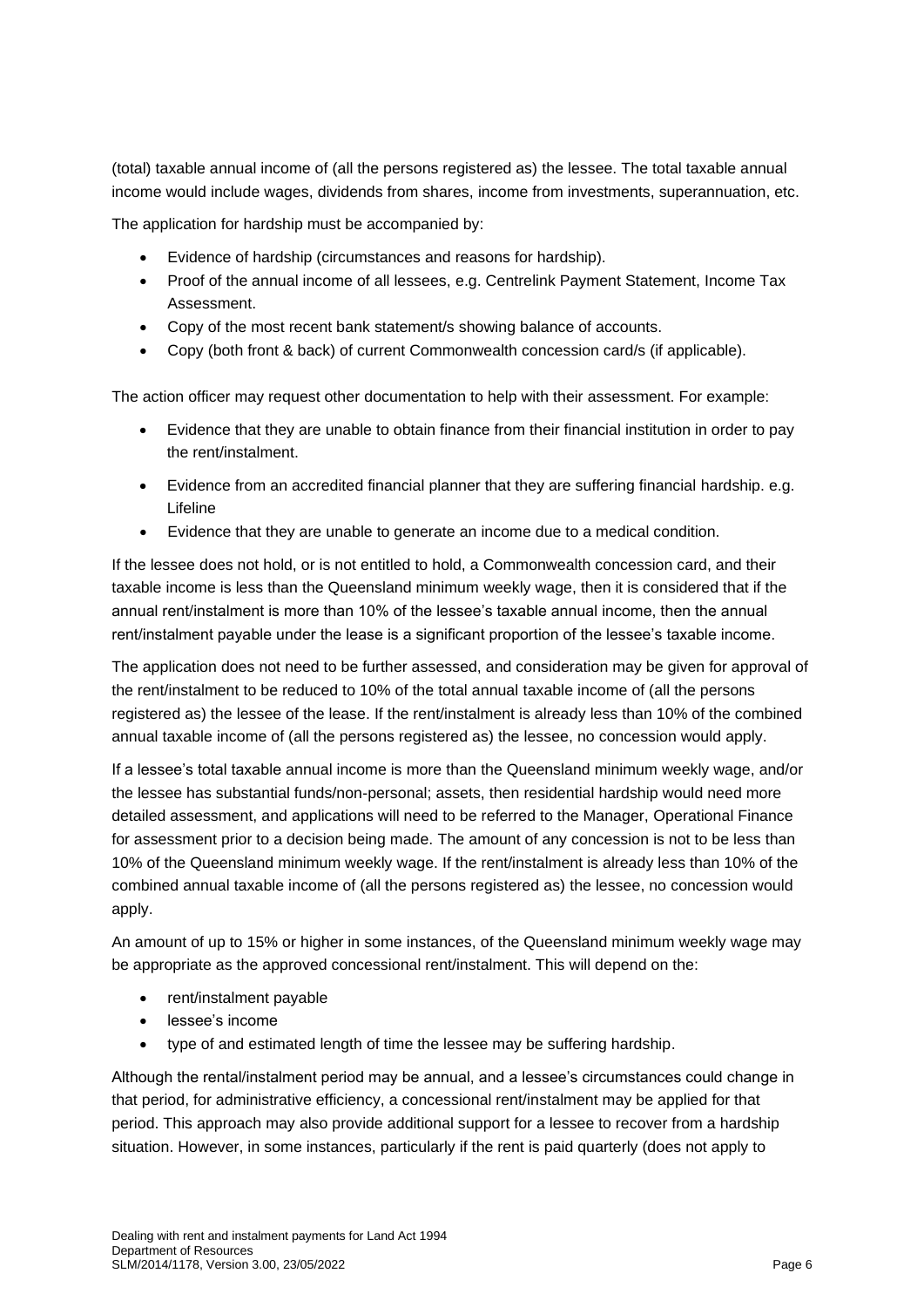(total) taxable annual income of (all the persons registered as) the lessee. The total taxable annual income would include wages, dividends from shares, income from investments, superannuation, etc.

The application for hardship must be accompanied by:

- Evidence of hardship (circumstances and reasons for hardship).
- Proof of the annual income of all lessees, e.g. Centrelink Payment Statement, Income Tax Assessment.
- Copy of the most recent bank statement/s showing balance of accounts.
- Copy (both front & back) of current Commonwealth concession card/s (if applicable).

The action officer may request other documentation to help with their assessment. For example:

- Evidence that they are unable to obtain finance from their financial institution in order to pay the rent/instalment.
- Evidence from an accredited financial planner that they are suffering financial hardship. e.g. Lifeline
- Evidence that they are unable to generate an income due to a medical condition.

If the lessee does not hold, or is not entitled to hold, a Commonwealth concession card, and their taxable income is less than the Queensland minimum weekly wage, then it is considered that if the annual rent/instalment is more than 10% of the lessee's taxable annual income, then the annual rent/instalment payable under the lease is a significant proportion of the lessee's taxable income.

The application does not need to be further assessed, and consideration may be given for approval of the rent/instalment to be reduced to 10% of the total annual taxable income of (all the persons registered as) the lessee of the lease. If the rent/instalment is already less than 10% of the combined annual taxable income of (all the persons registered as) the lessee, no concession would apply.

If a lessee's total taxable annual income is more than the Queensland minimum weekly wage, and/or the lessee has substantial funds/non-personal; assets, then residential hardship would need more detailed assessment, and applications will need to be referred to the Manager, Operational Finance for assessment prior to a decision being made. The amount of any concession is not to be less than 10% of the Queensland minimum weekly wage. If the rent/instalment is already less than 10% of the combined annual taxable income of (all the persons registered as) the lessee, no concession would apply.

An amount of up to 15% or higher in some instances, of the Queensland minimum weekly wage may be appropriate as the approved concessional rent/instalment. This will depend on the:

- rent/instalment payable
- lessee's income
- type of and estimated length of time the lessee may be suffering hardship.

Although the rental/instalment period may be annual, and a lessee's circumstances could change in that period, for administrative efficiency, a concessional rent/instalment may be applied for that period. This approach may also provide additional support for a lessee to recover from a hardship situation. However, in some instances, particularly if the rent is paid quarterly (does not apply to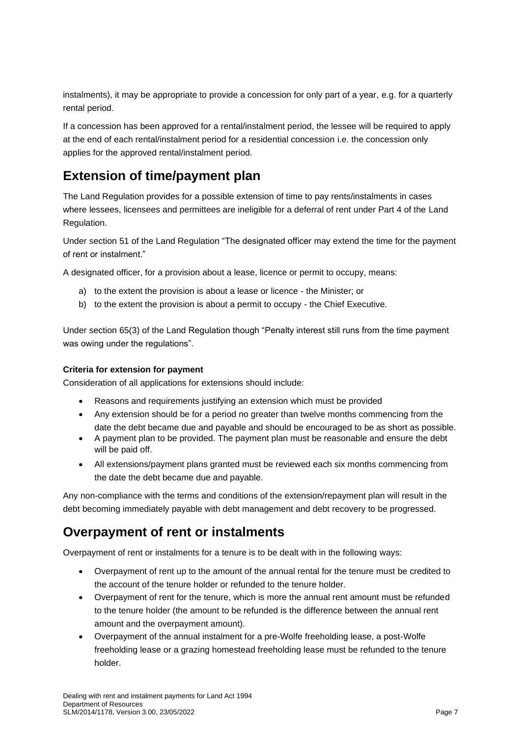instalments), it may be appropriate to provide a concession for only part of a year, e.g. for a quarterly rental period.

If a concession has been approved for a rental/instalment period, the lessee will be required to apply at the end of each rental/instalment period for a residential concession i.e. the concession only applies for the approved rental/instalment period.

## Extension of time/payment plan

The Land Regulation provides for a possible extension of time to pay rents/instalments in cases where lessees, licensees and permittees are ineligible for a deferral of rent under Part 4 of the Land Regulation.

Under section 51 of the Land Regulation "The designated officer may extend the time for the payment of rent or instalment."

A designated officer, for a provision about a lease, licence or permit to occupy, means:

a) to the extent the provision is about a lease or licence - the Minister; or
b) to the extent the provision is about a permit to occupy - the Chief Executive.

Under section 65(3) of the Land Regulation though "Penalty interest still runs from the time payment was owing under the regulations".

**Criteria for extension for payment**

Consideration of all applications for extensions should include:

- Reasons and requirements justifying an extension which must be provided
- Any extension should be for a period no greater than twelve months commencing from the date the debt became due and payable and should be encouraged to be as short as possible.
- A payment plan to be provided. The payment plan must be reasonable and ensure the debt will be paid off.
- All extensions/payment plans granted must be reviewed each six months commencing from the date the debt became due and payable.

Any non-compliance with the terms and conditions of the extension/repayment plan will result in the debt becoming immediately payable with debt management and debt recovery to be progressed.

## Overpayment of rent or instalments

Overpayment of rent or instalments for a tenure is to be dealt with in the following ways:

- Overpayment of rent up to the amount of the annual rental for the tenure must be credited to the account of the tenure holder or refunded to the tenure holder.
- Overpayment of rent for the tenure, which is more the annual rent amount must be refunded to the tenure holder (the amount to be refunded is the difference between the annual rent amount and the overpayment amount).
- Overpayment of the annual instalment for a pre-Wolfe freeholding lease, a post-Wolfe freeholding lease or a grazing homestead freeholding lease must be refunded to the tenure holder.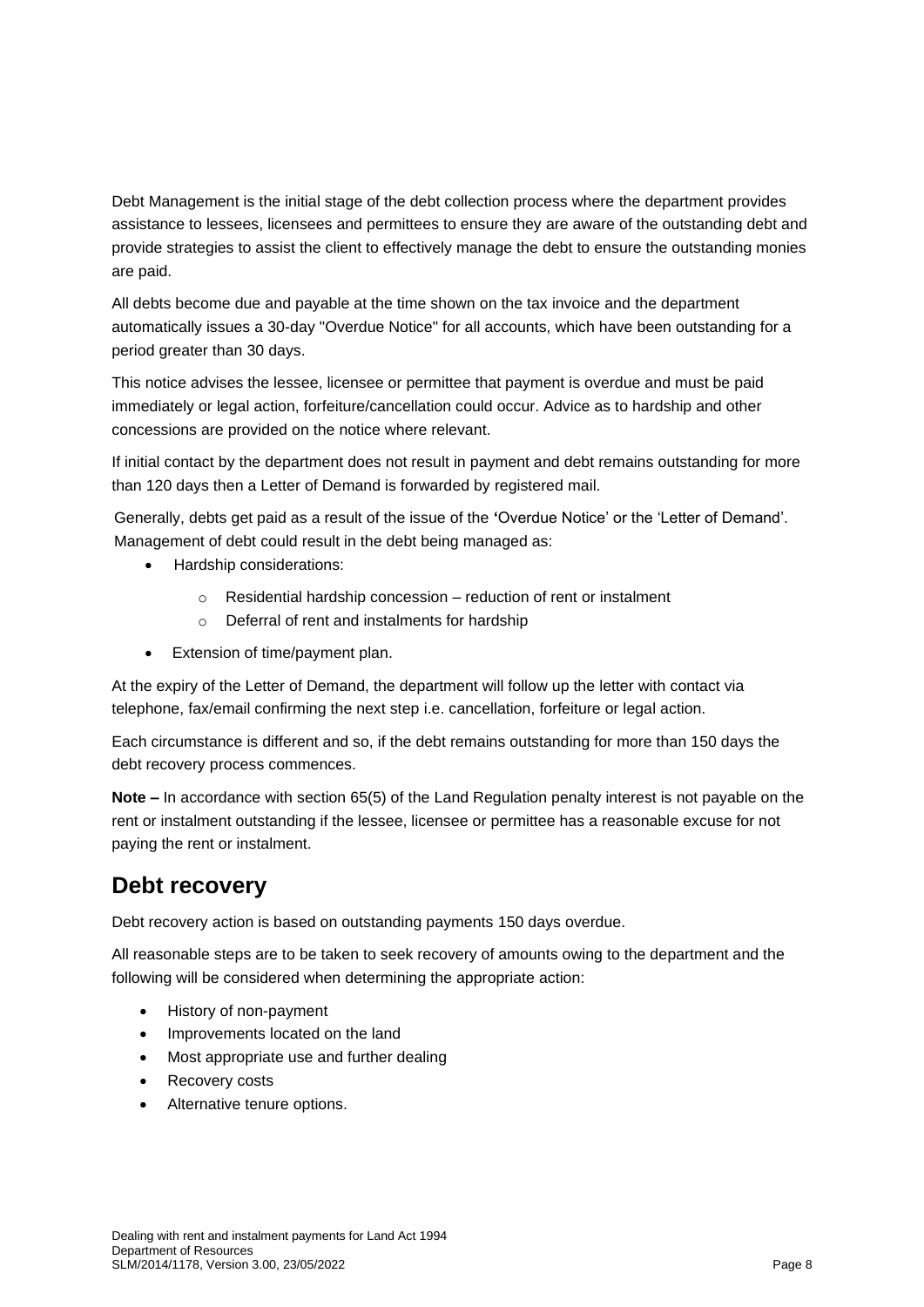Debt Management is the initial stage of the debt collection process where the department provides assistance to lessees, licensees and permittees to ensure they are aware of the outstanding debt and provide strategies to assist the client to effectively manage the debt to ensure the outstanding monies are paid.

All debts become due and payable at the time shown on the tax invoice and the department automatically issues a 30-day "Overdue Notice" for all accounts, which have been outstanding for a period greater than 30 days.

This notice advises the lessee, licensee or permittee that payment is overdue and must be paid immediately or legal action, forfeiture/cancellation could occur. Advice as to hardship and other concessions are provided on the notice where relevant.

If initial contact by the department does not result in payment and debt remains outstanding for more than 120 days then a Letter of Demand is forwarded by registered mail.

Generally, debts get paid as a result of the issue of the 'Overdue Notice' or the 'Letter of Demand'. Management of debt could result in the debt being managed as:

- Hardship considerations:
  - Residential hardship concession – reduction of rent or instalment
  - Deferral of rent and instalments for hardship
- Extension of time/payment plan.

At the expiry of the Letter of Demand, the department will follow up the letter with contact via telephone, fax/email confirming the next step i.e. cancellation, forfeiture or legal action.

Each circumstance is different and so, if the debt remains outstanding for more than 150 days the debt recovery process commences.

**Note –** In accordance with section 65(5) of the Land Regulation penalty interest is not payable on the rent or instalment outstanding if the lessee, licensee or permittee has a reasonable excuse for not paying the rent or instalment.

## Debt recovery

Debt recovery action is based on outstanding payments 150 days overdue.

All reasonable steps are to be taken to seek recovery of amounts owing to the department and the following will be considered when determining the appropriate action:

- History of non-payment
- Improvements located on the land
- Most appropriate use and further dealing
- Recovery costs
- Alternative tenure options.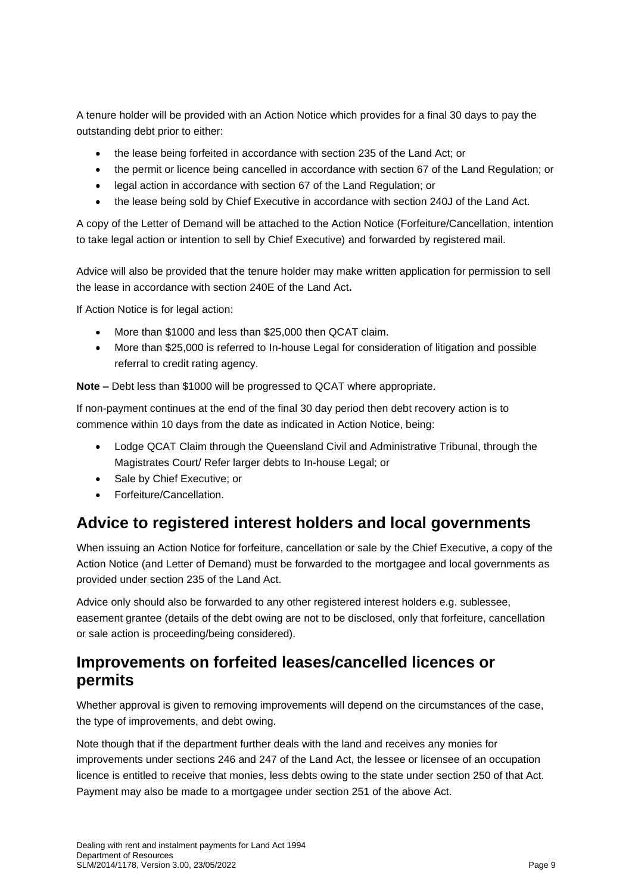A tenure holder will be provided with an Action Notice which provides for a final 30 days to pay the outstanding debt prior to either:

- the lease being forfeited in accordance with section 235 of the Land Act; or
- the permit or licence being cancelled in accordance with section 67 of the Land Regulation; or
- legal action in accordance with section 67 of the Land Regulation; or
- the lease being sold by Chief Executive in accordance with section 240J of the Land Act.

A copy of the Letter of Demand will be attached to the Action Notice (Forfeiture/Cancellation, intention to take legal action or intention to sell by Chief Executive) and forwarded by registered mail.

Advice will also be provided that the tenure holder may make written application for permission to sell the lease in accordance with section 240E of the Land Act**.**

If Action Notice is for legal action:

- More than $1000 and less than $25,000 then QCAT claim.
- More than $25,000 is referred to In-house Legal for consideration of litigation and possible referral to credit rating agency.

**Note –** Debt less than $1000 will be progressed to QCAT where appropriate.

If non-payment continues at the end of the final 30 day period then debt recovery action is to commence within 10 days from the date as indicated in Action Notice, being:

- Lodge QCAT Claim through the Queensland Civil and Administrative Tribunal, through the Magistrates Court/ Refer larger debts to In-house Legal; or
- Sale by Chief Executive; or
- Forfeiture/Cancellation.

## Advice to registered interest holders and local governments

When issuing an Action Notice for forfeiture, cancellation or sale by the Chief Executive, a copy of the Action Notice (and Letter of Demand) must be forwarded to the mortgagee and local governments as provided under section 235 of the Land Act.

Advice only should also be forwarded to any other registered interest holders e.g. sublessee, easement grantee (details of the debt owing are not to be disclosed, only that forfeiture, cancellation or sale action is proceeding/being considered).

## Improvements on forfeited leases/cancelled licences or permits

Whether approval is given to removing improvements will depend on the circumstances of the case, the type of improvements, and debt owing.

Note though that if the department further deals with the land and receives any monies for improvements under sections 246 and 247 of the Land Act, the lessee or licensee of an occupation licence is entitled to receive that monies, less debts owing to the state under section 250 of that Act. Payment may also be made to a mortgagee under section 251 of the above Act.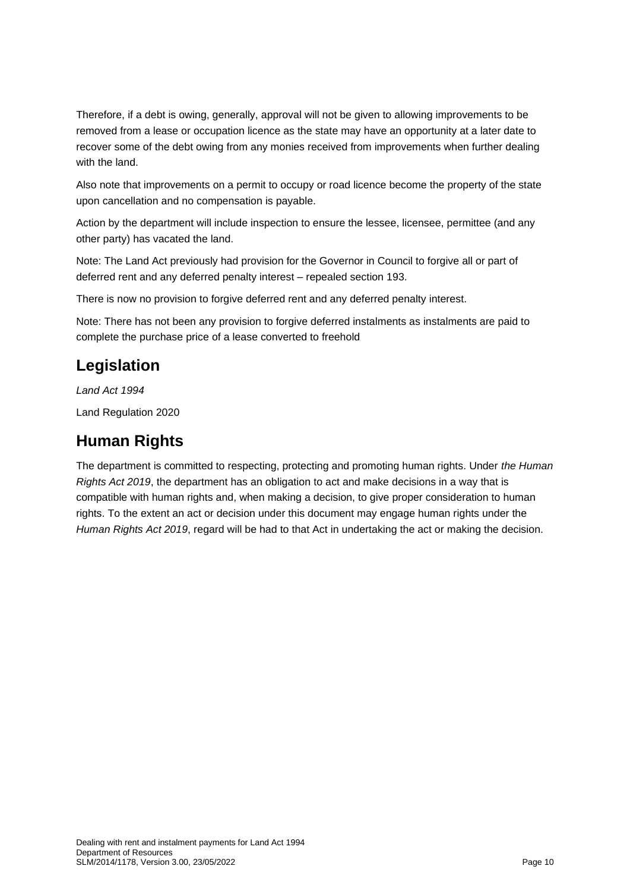Therefore, if a debt is owing, generally, approval will not be given to allowing improvements to be removed from a lease or occupation licence as the state may have an opportunity at a later date to recover some of the debt owing from any monies received from improvements when further dealing with the land.

Also note that improvements on a permit to occupy or road licence become the property of the state upon cancellation and no compensation is payable.

Action by the department will include inspection to ensure the lessee, licensee, permittee (and any other party) has vacated the land.

Note: The Land Act previously had provision for the Governor in Council to forgive all or part of deferred rent and any deferred penalty interest – repealed section 193.

There is now no provision to forgive deferred rent and any deferred penalty interest.

Note: There has not been any provision to forgive deferred instalments as instalments are paid to complete the purchase price of a lease converted to freehold

## Legislation

*Land Act 1994*

Land Regulation 2020

## Human Rights

The department is committed to respecting, protecting and promoting human rights. Under *the Human Rights Act 2019*, the department has an obligation to act and make decisions in a way that is compatible with human rights and, when making a decision, to give proper consideration to human rights. To the extent an act or decision under this document may engage human rights under the *Human Rights Act 2019*, regard will be had to that Act in undertaking the act or making the decision.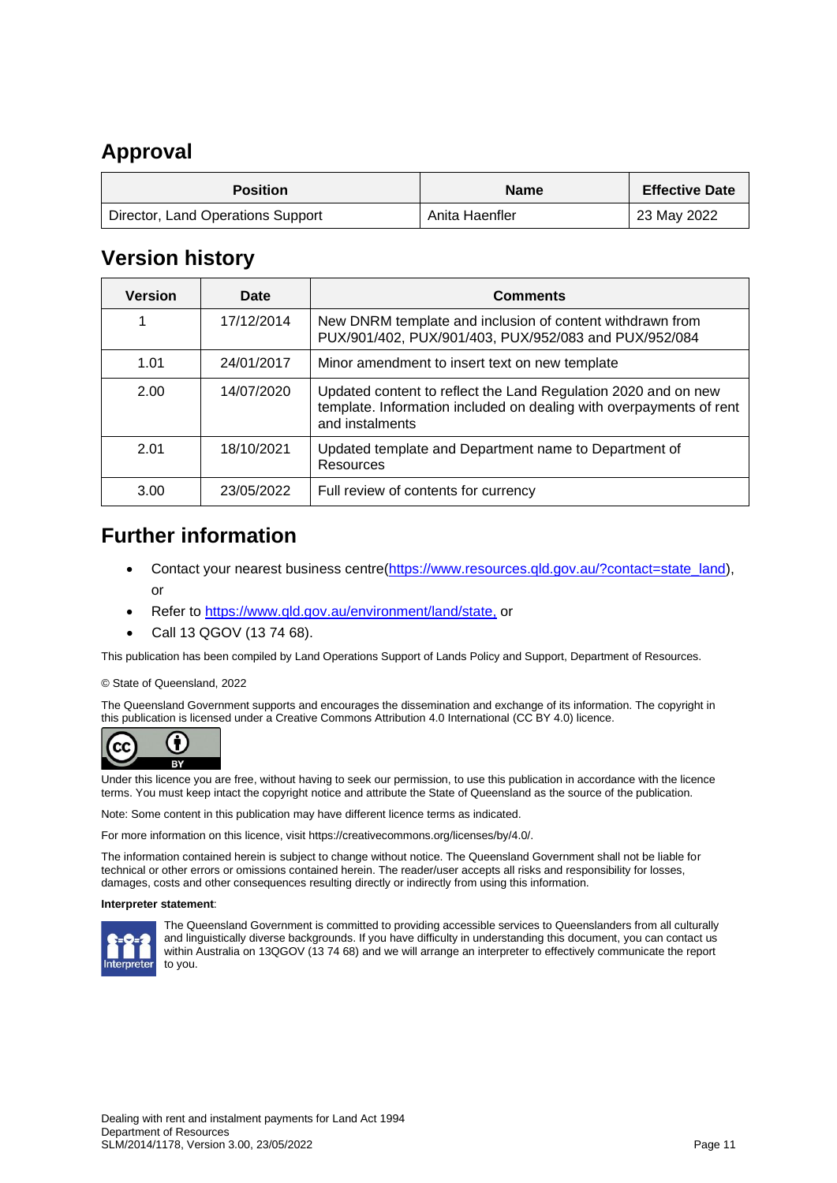## Approval

| Position | Name | Effective Date |
| --- | --- | --- |
| Director, Land Operations Support | Anita Haenfler | 23 May 2022 |

## Version history

| Version | Date | Comments |
| --- | --- | --- |
| 1 | 17/12/2014 | New DNRM template and inclusion of content withdrawn from PUX/901/402, PUX/901/403, PUX/952/083 and PUX/952/084 |
| 1.01 | 24/01/2017 | Minor amendment to insert text on new template |
| 2.00 | 14/07/2020 | Updated content to reflect the Land Regulation 2020 and on new template. Information included on dealing with overpayments of rent and instalments |
| 2.01 | 18/10/2021 | Updated template and Department name to Department of Resources |
| 3.00 | 23/05/2022 | Full review of contents for currency |

## Further information

- Contact your nearest business centre(https://www.resources.qld.gov.au/?contact=state_land), or
- Refer to https://www.qld.gov.au/environment/land/state, or
- Call 13 QGOV (13 74 68).

This publication has been compiled by Land Operations Support of Lands Policy and Support, Department of Resources.

© State of Queensland, 2022

The Queensland Government supports and encourages the dissemination and exchange of its information. The copyright in this publication is licensed under a Creative Commons Attribution 4.0 International (CC BY 4.0) licence.

Under this licence you are free, without having to seek our permission, to use this publication in accordance with the licence terms. You must keep intact the copyright notice and attribute the State of Queensland as the source of the publication.

Note: Some content in this publication may have different licence terms as indicated.

For more information on this licence, visit https://creativecommons.org/licenses/by/4.0/.

The information contained herein is subject to change without notice. The Queensland Government shall not be liable for technical or other errors or omissions contained herein. The reader/user accepts all risks and responsibility for losses, damages, costs and other consequences resulting directly or indirectly from using this information.

**Interpreter statement**:

The Queensland Government is committed to providing accessible services to Queenslanders from all culturally and linguistically diverse backgrounds. If you have difficulty in understanding this document, you can contact us within Australia on 13QGOV (13 74 68) and we will arrange an interpreter to effectively communicate the report to you.